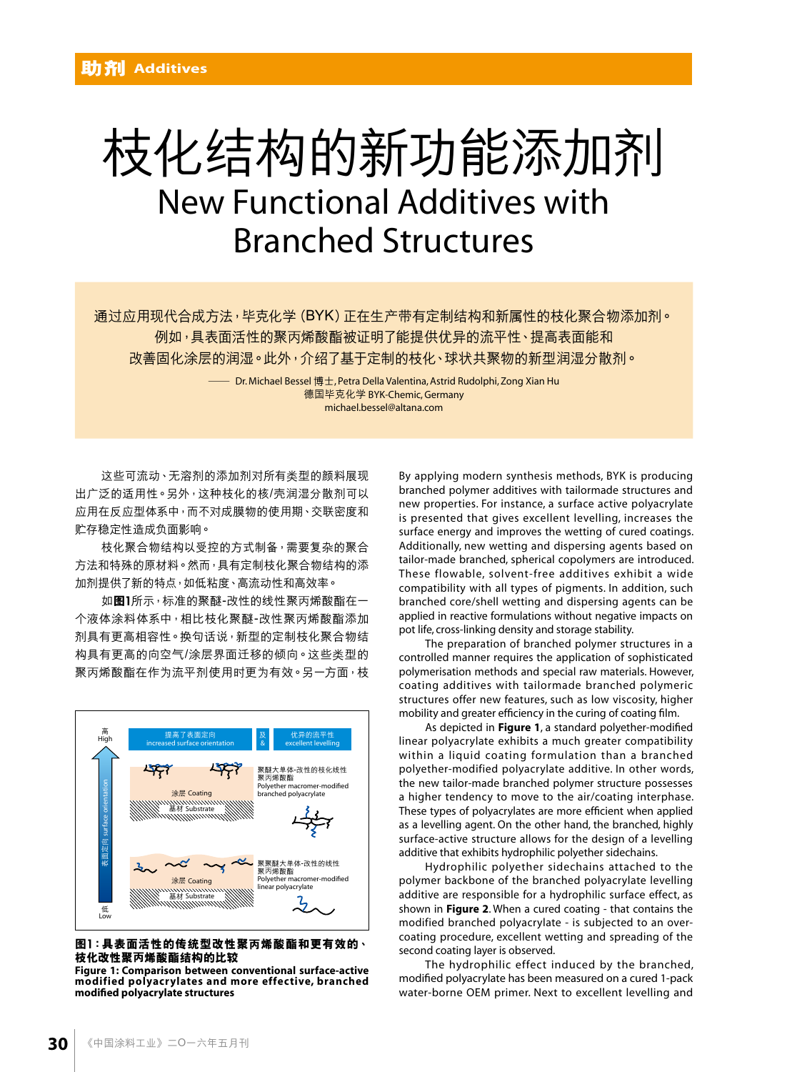# 枝化结构的新功能添加剂

# New Functional Additives with Branched Structures

通过应用现代合成方法，毕克化学（BYK）正在生产带有定制结构和新属性的枝化聚合物添加剂。例如，具表面活性的聚丙烯酸酯被证明了能提供优异的流平性、提高表面能和改善固化涂层的润湿。此外，介绍了基于定制的枝化、球状共聚物的新型润湿分散剂。

—— Dr. Michael Bessel 博士, Petra Della Valentina, Astrid Rudolphi, Zong Xian Hu
德国毕克化学 BYK-Chemic, Germany
michael.bessel@altana.com

这些可流动、无溶剂的添加剂对所有类型的颜料展现出广泛的适用性。另外，这种枝化的核/壳润湿分散剂可以应用在反应型体系中，而不对成膜物的使用期、交联密度和贮存稳定性造成负面影响。

枝化聚合物结构以受控的方式制备，需要复杂的聚合方法和特殊的原材料。然而，具有定制枝化聚合物结构的添加剂提供了新的特点，如低粘度、高流动性和高效率。

如**图1**所示，标准的聚醚-改性的线性聚丙烯酸酯在一个液体涂料体系中，相比枝化聚醚-改性聚丙烯酸酯添加剂具有更高相容性。换句话说，新型的定制枝化聚合物结构具有更高的向空气/涂层界面迁移的倾向。这些类型的聚丙烯酸酯在作为流平剂使用时更为有效。另一方面，枝

**图1：具表面活性的传统型改性聚丙烯酸酯和更有效的、枝化改性聚丙烯酸酯结构的比较**
**Figure 1: Comparison between conventional surface-active modified polyacrylates and more effective, branched modified polyacrylate structures**

By applying modern synthesis methods, BYK is producing branched polymer additives with tailormade structures and new properties. For instance, a surface active polyacrylate is presented that gives excellent levelling, increases the surface energy and improves the wetting of cured coatings. Additionally, new wetting and dispersing agents based on tailor-made branched, spherical copolymers are introduced. These flowable, solvent-free additives exhibit a wide compatibility with all types of pigments. In addition, such branched core/shell wetting and dispersing agents can be applied in reactive formulations without negative impacts on pot life, cross-linking density and storage stability.

The preparation of branched polymer structures in a controlled manner requires the application of sophisticated polymerisation methods and special raw materials. However, coating additives with tailormade branched polymeric structures offer new features, such as low viscosity, higher mobility and greater efficiency in the curing of coating film.

As depicted in **Figure 1**, a standard polyether-modified linear polyacrylate exhibits a much greater compatibility within a liquid coating formulation than a branched polyether-modified polyacrylate additive. In other words, the new tailor-made branched polymer structure possesses a higher tendency to move to the air/coating interphase. These types of polyacrylates are more efficient when applied as a levelling agent. On the other hand, the branched, highly surface-active structure allows for the design of a levelling additive that exhibits hydrophilic polyether sidechains.

Hydrophilic polyether sidechains attached to the polymer backbone of the branched polyacrylate levelling additive are responsible for a hydrophilic surface effect, as shown in **Figure 2**. When a cured coating - that contains the modified branched polyacrylate - is subjected to an over-coating procedure, excellent wetting and spreading of the second coating layer is observed.

The hydrophilic effect induced by the branched, modified polyacrylate has been measured on a cured 1-pack water-borne OEM primer. Next to excellent levelling and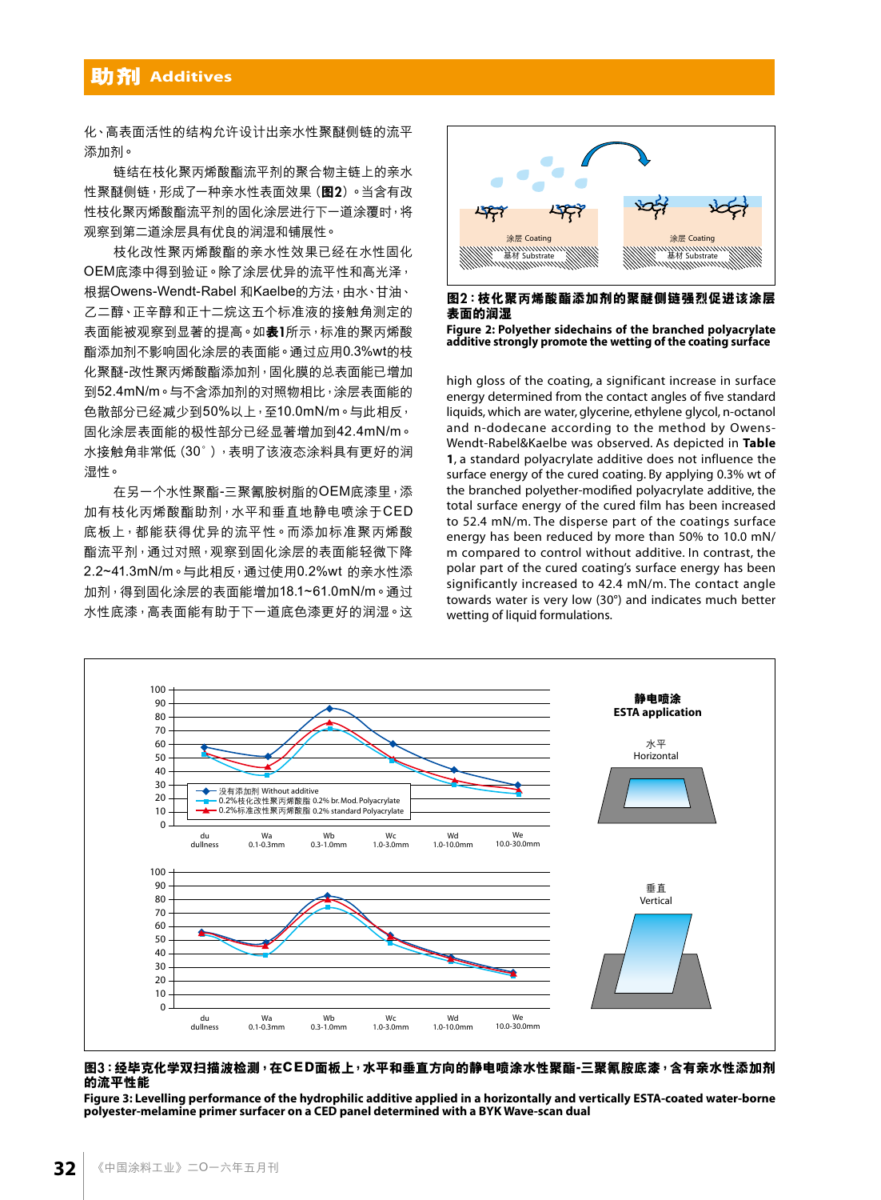化、高表面活性的结构允许设计出亲水性聚醚侧链的流平添加剂。

链结在枝化聚丙烯酸酯流平剂的聚合物主链上的亲水性聚醚侧链，形成了一种亲水性表面效果（**图2**）。当含有改性枝化聚丙烯酸酯流平剂的固化涂层进行下一道涂覆时，将观察到第二道涂层具有优良的润湿和铺展性。

枝化改性聚丙烯酸酯的亲水性效果已经在水性固化OEM底漆中得到验证。除了涂层优异的流平性和高光泽，根据Owens-Wendt-Rabel 和Kaelbe的方法，由水、甘油、乙二醇、正辛醇和正十二烷这五个标准液的接触角测定的表面能被观察到显著的提高。如**表1**所示，标准的聚丙烯酸酯添加剂不影响固化涂层的表面能。通过应用0.3%wt的枝化聚醚-改性聚丙烯酸酯添加剂，固化膜的总表面能已增加到52.4mN/m。与不含添加剂的对照物相比，涂层表面能的色散部分已经减少到50%以上，至10.0mN/m。与此相反，固化涂层表面能的极性部分已经显著增加到42.4mN/m。水接触角非常低（30°），表明了该液态涂料具有更好的润湿性。

在另一个水性聚酯-三聚氰胺树脂的OEM底漆里，添加有枝化丙烯酸酯助剂，水平和垂直地静电喷涂于CED底板上，都能获得优异的流平性。而添加标准聚丙烯酸酯流平剂，通过对照，观察到固化涂层的表面能轻微下降2.2~41.3mN/m。与此相反，通过使用0.2%wt 的亲水性添加剂，得到固化涂层的表面能增加18.1~61.0mN/m。通过水性底漆，高表面能有助于下一道底色漆更好的润湿。这

**图2：枝化聚丙烯酸酯添加剂的聚醚侧链强烈促进该涂层表面的润湿**

**Figure 2: Polyether sidechains of the branched polyacrylate additive strongly promote the wetting of the coating surface**

high gloss of the coating, a significant increase in surface energy determined from the contact angles of five standard liquids, which are water, glycerine, ethylene glycol, n-octanol and n-dodecane according to the method by Owens-Wendt-Rabel&Kaelbe was observed. As depicted in **Table 1**, a standard polyacrylate additive does not influence the surface energy of the cured coating. By applying 0.3% wt of the branched polyether-modified polyacrylate additive, the total surface energy of the cured film has been increased to 52.4 mN/m. The disperse part of the coatings surface energy has been reduced by more than 50% to 10.0 mN/m compared to control without additive. In contrast, the polar part of the cured coating's surface energy has been significantly increased to 42.4 mN/m. The contact angle towards water is very low (30°) and indicates much better wetting of liquid formulations.

**图3：经毕克化学双扫描波检测，在CED面板上，水平和垂直方向的静电喷涂水性聚酯-三聚氰胺底漆，含有亲水性添加剂的流平性能**

**Figure 3: Levelling performance of the hydrophilic additive applied in a horizontally and vertically ESTA-coated water-borne polyester-melamine primer surfacer on a CED panel determined with a BYK Wave-scan dual**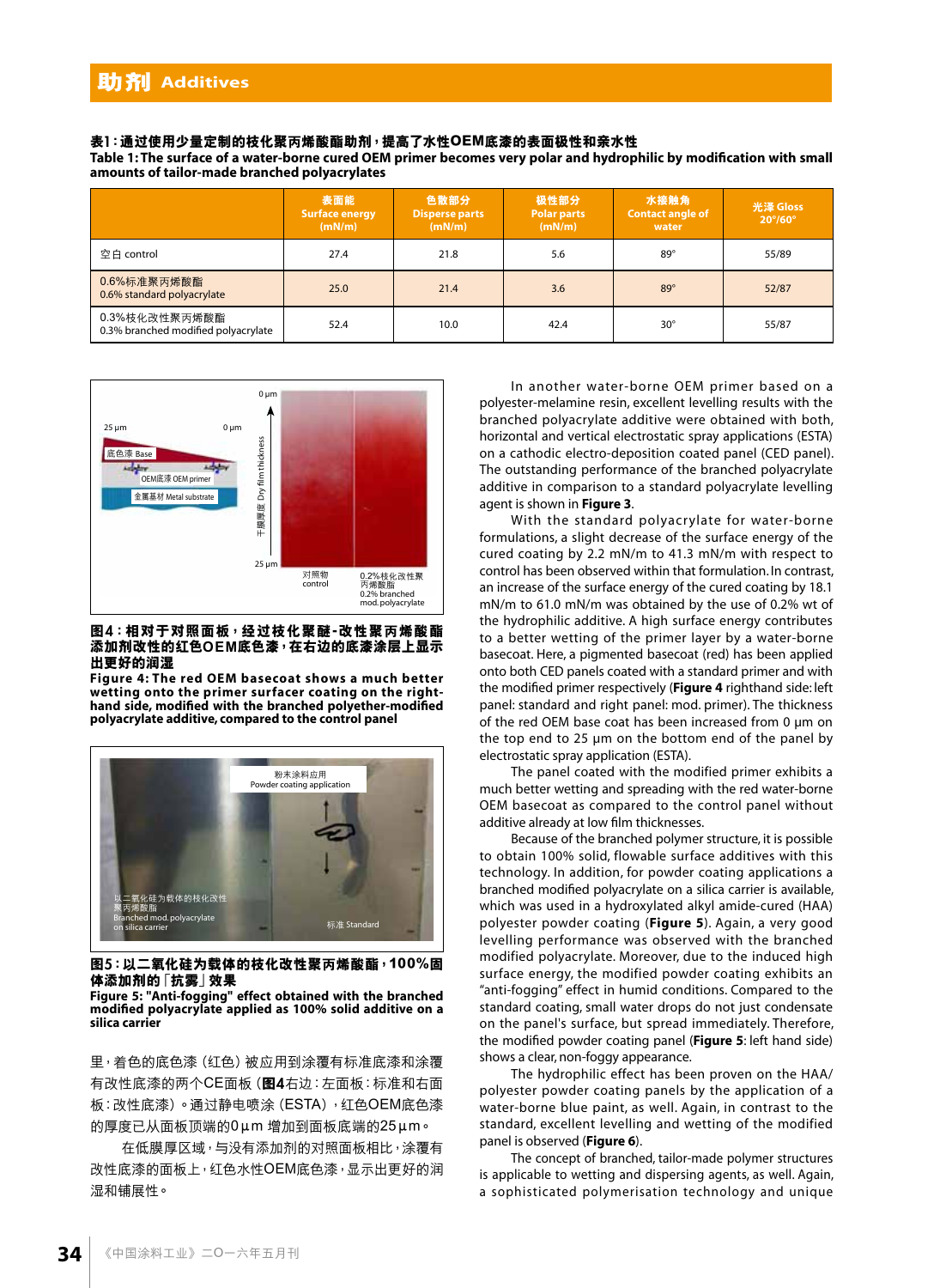**表1：通过使用少量定制的枝化聚丙烯酸酯助剂，提高了水性OEM底漆的表面极性和亲水性**
**Table 1: The surface of a water-borne cured OEM primer becomes very polar and hydrophilic by modification with small amounts of tailor-made branched polyacrylates**

| | 表面能 Surface energy (mN/m) | 色散部分 Disperse parts (mN/m) | 极性部分 Polar parts (mN/m) | 水接触角 Contact angle of water | 光泽 Gloss 20°/60° |
|---|---|---|---|---|---|
| 空白 control | 27.4 | 21.8 | 5.6 | 89° | 55/89 |
| 0.6%标准聚丙烯酸酯 0.6% standard polyacrylate | 25.0 | 21.4 | 3.6 | 89° | 52/87 |
| 0.3%枝化改性聚丙烯酸酯 0.3% branched modified polyacrylate | 52.4 | 10.0 | 42.4 | 30° | 55/87 |

**图4：相对于对照面板，经过枝化聚醚-改性聚丙烯酸酯添加剂改性的红色OEM底色漆，在右边的底漆涂层上显示出更好的润湿**
**Figure 4: The red OEM basecoat shows a much better wetting onto the primer surfacer coating on the right-hand side, modified with the branched polyether-modified polyacrylate additive, compared to the control panel**

**图5：以二氧化硅为载体的枝化改性聚丙烯酸酯，100%固体添加剂的「抗雾」效果**
**Figure 5: "Anti-fogging" effect obtained with the branched modified polyacrylate applied as 100% solid additive on a silica carrier**

里，着色的底色漆（红色）被应用到涂覆有标准底漆和涂覆有改性底漆的两个CE面板（**图4**右边：左面板：标准和右面板：改性底漆）。通过静电喷涂（ESTA），红色OEM底色漆的厚度已从面板顶端的0μm 增加到面板底端的25μm。

在低膜厚区域，与没有添加剂的对照面板相比，涂覆有改性底漆的面板上，红色水性OEM底色漆，显示出更好的润湿和铺展性。

In another water-borne OEM primer based on a polyester-melamine resin, excellent levelling results with the branched polyacrylate additive were obtained with both, horizontal and vertical electrostatic spray applications (ESTA) on a cathodic electro-deposition coated panel (CED panel). The outstanding performance of the branched polyacrylate additive in comparison to a standard polyacrylate levelling agent is shown in **Figure 3**.

With the standard polyacrylate for water-borne formulations, a slight decrease of the surface energy of the cured coating by 2.2 mN/m to 41.3 mN/m with respect to control has been observed within that formulation. In contrast, an increase of the surface energy of the cured coating by 18.1 mN/m to 61.0 mN/m was obtained by the use of 0.2% wt of the hydrophilic additive. A high surface energy contributes to a better wetting of the primer layer by a water-borne basecoat. Here, a pigmented basecoat (red) has been applied onto both CED panels coated with a standard primer and with the modified primer respectively (**Figure 4** righthand side: left panel: standard and right panel: mod. primer). The thickness of the red OEM base coat has been increased from 0 μm on the top end to 25 μm on the bottom end of the panel by electrostatic spray application (ESTA).

The panel coated with the modified primer exhibits a much better wetting and spreading with the red water-borne OEM basecoat as compared to the control panel without additive already at low film thicknesses.

Because of the branched polymer structure, it is possible to obtain 100% solid, flowable surface additives with this technology. In addition, for powder coating applications a branched modified polyacrylate on a silica carrier is available, which was used in a hydroxylated alkyl amide-cured (HAA) polyester powder coating (**Figure 5**). Again, a very good levelling performance was observed with the branched modified polyacrylate. Moreover, due to the induced high surface energy, the modified powder coating exhibits an "anti-fogging" effect in humid conditions. Compared to the standard coating, small water drops do not just condensate on the panel's surface, but spread immediately. Therefore, the modified powder coating panel (**Figure 5**: left hand side) shows a clear, non-foggy appearance.

The hydrophilic effect has been proven on the HAA/polyester powder coating panels by the application of a water-borne blue paint, as well. Again, in contrast to the standard, excellent levelling and wetting of the modified panel is observed (**Figure 6**).

The concept of branched, tailor-made polymer structures is applicable to wetting and dispersing agents, as well. Again, a sophisticated polymerisation technology and unique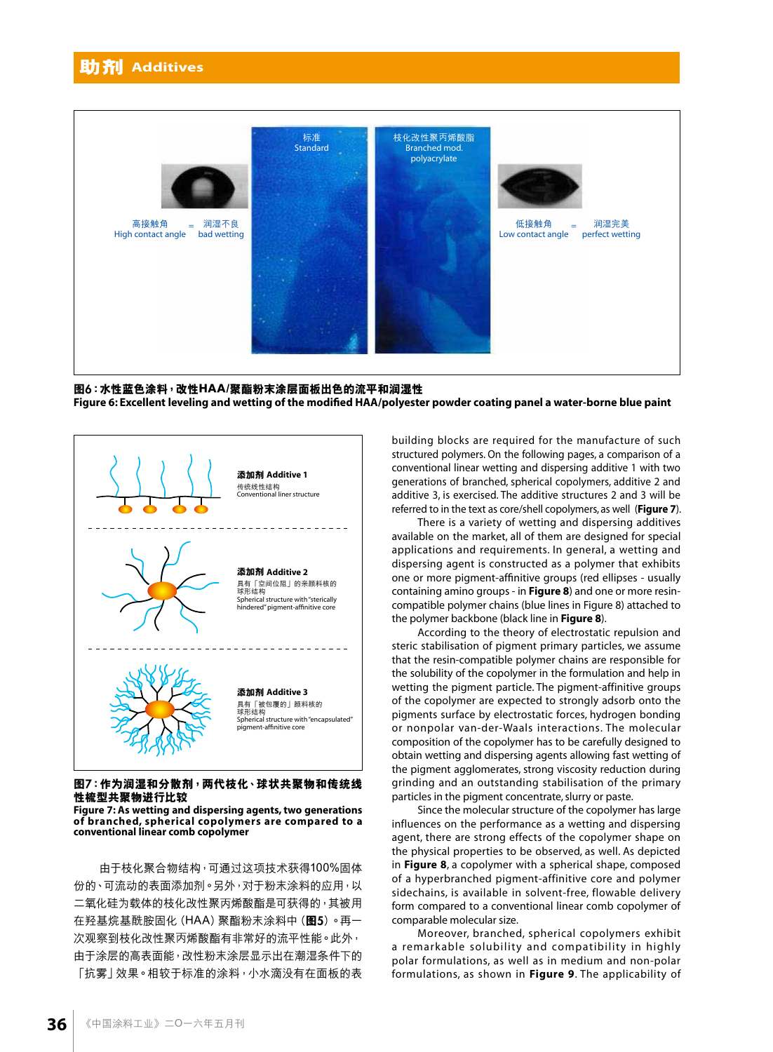标准
Standard

枝化改性聚丙烯酸脂
Branched mod. polyacrylate

高接触角 = 润湿不良
High contact angle = bad wetting

低接触角 = 润湿完美
Low contact angle = perfect wetting

**图6：水性蓝色涂料，改性HAA/聚酯粉末涂层面板出色的流平和润湿性**
**Figure 6: Excellent leveling and wetting of the modified HAA/polyester powder coating panel a water-borne blue paint**

**添加剂 Additive 1**
传统线性结构
Conventional liner structure

**添加剂 Additive 2**
具有「空间位阻」的亲颜料核的球形结构
Spherical structure with "sterically hindered" pigment-affinitive core

**添加剂 Additive 3**
具有「被包覆的」颜料核的球形结构
Spherical structure with "encapsulated" pigment-affinitive core

**图7：作为润湿和分散剂，两代枝化、球状共聚物和传统线性梳型共聚物进行比较**
**Figure 7: As wetting and dispersing agents, two generations of branched, spherical copolymers are compared to a conventional linear comb copolymer**

由于枝化聚合物结构，可通过这项技术获得100%固体份的、可流动的表面添加剂。另外，对于粉末涂料的应用，以二氧化硅为载体的枝化改性聚丙烯酸酯是可获得的，其被用在羟基烷基酰胺固化（HAA）聚酯粉末涂料中（**图5**）。再一次观察到枝化改性聚丙烯酸酯有非常好的流平性能。此外，由于涂层的高表面能，改性粉末涂层显示出在潮湿条件下的「抗雾」效果。相较于标准的涂料，小水滴没有在面板的表

building blocks are required for the manufacture of such structured polymers. On the following pages, a comparison of a conventional linear wetting and dispersing additive 1 with two generations of branched, spherical copolymers, additive 2 and additive 3, is exercised. The additive structures 2 and 3 will be referred to in the text as core/shell copolymers, as well (**Figure 7**).

There is a variety of wetting and dispersing additives available on the market, all of them are designed for special applications and requirements. In general, a wetting and dispersing agent is constructed as a polymer that exhibits one or more pigment-affinitive groups (red ellipses - usually containing amino groups - in **Figure 8**) and one or more resin-compatible polymer chains (blue lines in Figure 8) attached to the polymer backbone (black line in **Figure 8**).

According to the theory of electrostatic repulsion and steric stabilisation of pigment primary particles, we assume that the resin-compatible polymer chains are responsible for the solubility of the copolymer in the formulation and help in wetting the pigment particle. The pigment-affinitive groups of the copolymer are expected to strongly adsorb onto the pigments surface by electrostatic forces, hydrogen bonding or nonpolar van-der-Waals interactions. The molecular composition of the copolymer has to be carefully designed to obtain wetting and dispersing agents allowing fast wetting of the pigment agglomerates, strong viscosity reduction during grinding and an outstanding stabilisation of the primary particles in the pigment concentrate, slurry or paste.

Since the molecular structure of the copolymer has large influences on the performance as a wetting and dispersing agent, there are strong effects of the copolymer shape on the physical properties to be observed, as well. As depicted in **Figure 8**, a copolymer with a spherical shape, composed of a hyperbranched pigment-affinitive core and polymer sidechains, is available in solvent-free, flowable delivery form compared to a conventional linear comb copolymer of comparable molecular size.

Moreover, branched, spherical copolymers exhibit a remarkable solubility and compatibility in highly polar formulations, as well as in medium and non-polar formulations, as shown in **Figure 9**. The applicability of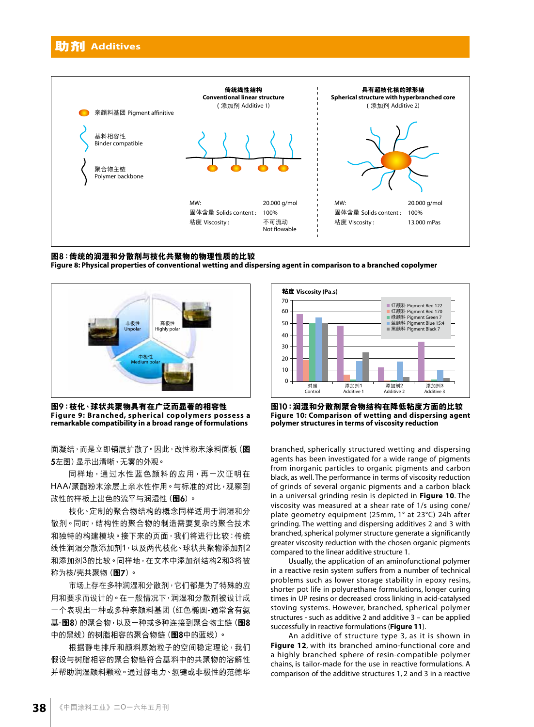**图8：传统的润湿和分散剂与枝化共聚物的物理性质的比较**
**Figure 8: Physical properties of conventional wetting and dispersing agent in comparison to a branched copolymer**

**图9：枝化、球状共聚物具有在广泛而显著的相容性**
**Figure 9: Branched, spherical copolymers possess a remarkable compatibility in a broad range of formulations**

**图10：润湿和分散剂聚合物结构在降低粘度方面的比较**
**Figure 10: Comparison of wetting and dispersing agent polymer structures in terms of viscosity reduction**

面凝结，而是立即铺展扩散了。因此，改性粉末涂料面板（**图5**左图）显示出清晰、无雾的外观。

同样地，通过水性蓝色颜料的应用，再一次证明在HAA/聚酯粉末涂层上亲水性作用。与标准的对比，观察到改性的样板上出色的流平与润湿性（**图6**）。

枝化、定制的聚合物结构的概念同样适用于润湿和分散剂。同时，结构性的聚合物的制造需要复杂的聚合技术和独特的构建模块。接下来的页面，我们将进行比较：传统线性润湿分散添加剂1，以及两代枝化、球状共聚物添加剂2和添加剂3的比较。同样地，在文本中添加剂结构2和3将被称为核/壳共聚物（**图7**）。

市场上存在多种润湿和分散剂，它们都是为了特殊的应用和要求而设计的。在一般情况下，润湿和分散剂被设计成一个表现出一种或多种亲颜料基团（红色椭圆-通常含有氨基-**图8**）的聚合物，以及一种或多种连接到聚合物主链（**图8**中的黑线）的树脂相容的聚合物链（**图8**中的蓝线）。

根据静电排斥和颜料原始粒子的空间稳定理论，我们假设与树脂相容的聚合物链符合基料中的共聚物的溶解性并帮助润湿颜料颗粒。通过静电力、氢键或非极性的范德华

branched, spherically structured wetting and dispersing agents has been investigated for a wide range of pigments from inorganic particles to organic pigments and carbon black, as well. The performance in terms of viscosity reduction of grinds of several organic pigments and a carbon black in a universal grinding resin is depicted in **Figure 10**. The viscosity was measured at a shear rate of 1/s using cone/plate geometry equipment (25mm, 1° at 23°C) 24h after grinding. The wetting and dispersing additives 2 and 3 with branched, spherical polymer structure generate a significantly greater viscosity reduction with the chosen organic pigments compared to the linear additive structure 1.

Usually, the application of an aminofunctional polymer in a reactive resin system suffers from a number of technical problems such as lower storage stability in epoxy resins, shorter pot life in polyurethane formulations, longer curing times in UP resins or decreased cross linking in acid-catalysed stoving systems. However, branched, spherical polymer structures - such as additive 2 and additive 3 – can be applied successfully in reactive formulations (**Figure 11**).

An additive of structure type 3, as it is shown in **Figure 12**, with its branched amino-functional core and a highly branched sphere of resin-compatible polymer chains, is tailor-made for the use in reactive formulations. A comparison of the additive structures 1, 2 and 3 in a reactive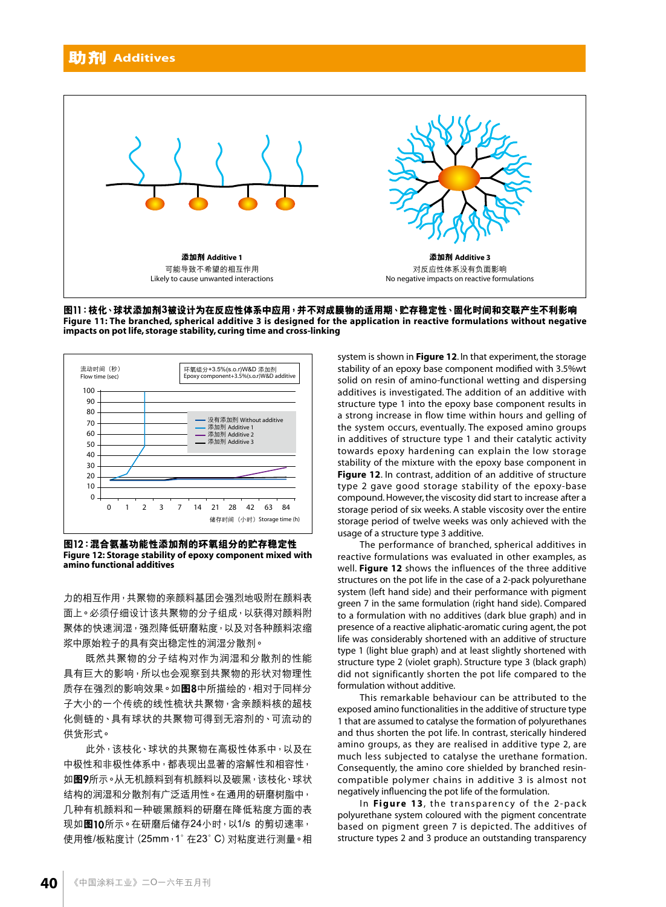添加剂 Additive 1

可能导致不希望的相互作用

Likely to cause unwanted interactions

添加剂 Additive 3

对反应性体系没有负面影响

No negative impacts on reactive formulations

**图11：枝化、球状添加剂3被设计为在反应性体系中应用，并不对成膜物的适用期、贮存稳定性、固化时间和交联产生不利影响**
**Figure 11: The branched, spherical additive 3 is designed for the application in reactive formulations without negative impacts on pot life, storage stability, curing time and cross-linking**

流动时间（秒）Flow time (sec)

环氧组分+3.5%(s.o.r)W&D 添加剂 Epoxy component+3.5%(s.o.r)W&D additive

没有添加剂 Without additive; 添加剂 Additive 1; 添加剂 Additive 2; 添加剂 Additive 3

储存时间（小时）Storage time (h)

**图12：混合氨基功能性添加剂的环氧组分的贮存稳定性**
**Figure 12: Storage stability of epoxy component mixed with amino functional additives**

力的相互作用，共聚物的亲颜料基团会强烈地吸附在颜料表面上。必须仔细设计该共聚物的分子组成，以获得对颜料附聚体的快速润湿，强烈降低研磨粘度，以及对各种颜料浓缩浆中原始粒子的具有突出稳定性的润湿分散剂。

既然共聚物的分子结构对作为润湿和分散剂的性能具有巨大的影响，所以也会观察到共聚物的形状对物理性质存在强烈的影响效果。如**图8**中所描绘的，相对于同样分子大小的一个传统的线性梳状共聚物，含亲颜料核的超枝化侧链的、具有球状的共聚物可得到无溶剂的、可流动的供货形式。

此外，该枝化、球状的共聚物在高极性体系中，以及在中极性和非极性体系中，都表现出显著的溶解性和相容性，如**图9**所示。从无机颜料到有机颜料以及碳黑，该枝化、球状结构的润湿和分散剂有广泛适用性。在通用的研磨树脂中，几种有机颜料和一种碳黑颜料的研磨在降低粘度方面的表现如**图10**所示。在研磨后储存24小时，以1/s 的剪切速率，使用锥/板粘度计（25mm，1°在23°C）对粘度进行测量。相

system is shown in **Figure 12**. In that experiment, the storage stability of an epoxy base component modified with 3.5%wt solid on resin of amino-functional wetting and dispersing additives is investigated. The addition of an additive with structure type 1 into the epoxy base component results in a strong increase in flow time within hours and gelling of the system occurs, eventually. The exposed amino groups in additives of structure type 1 and their catalytic activity towards epoxy hardening can explain the low storage stability of the mixture with the epoxy base component in **Figure 12**. In contrast, addition of an additive of structure type 2 gave good storage stability of the epoxy-base compound. However, the viscosity did start to increase after a storage period of six weeks. A stable viscosity over the entire storage period of twelve weeks was only achieved with the usage of a structure type 3 additive.

The performance of branched, spherical additives in reactive formulations was evaluated in other examples, as well. **Figure 12** shows the influences of the three additive structures on the pot life in the case of a 2-pack polyurethane system (left hand side) and their performance with pigment green 7 in the same formulation (right hand side). Compared to a formulation with no additives (dark blue graph) and in presence of a reactive aliphatic-aromatic curing agent, the pot life was considerably shortened with an additive of structure type 1 (light blue graph) and at least slightly shortened with structure type 2 (violet graph). Structure type 3 (black graph) did not significantly shorten the pot life compared to the formulation without additive.

This remarkable behaviour can be attributed to the exposed amino functionalities in the additive of structure type 1 that are assumed to catalyse the formation of polyurethanes and thus shorten the pot life. In contrast, sterically hindered amino groups, as they are realised in additive type 2, are much less subjected to catalyse the urethane formation. Consequently, the amino core shielded by branched resin-compatible polymer chains in additive 3 is almost not negatively influencing the pot life of the formulation.

In **Figure 13**, the transparency of the 2-pack polyurethane system coloured with the pigment concentrate based on pigment green 7 is depicted. The additives of structure types 2 and 3 produce an outstanding transparency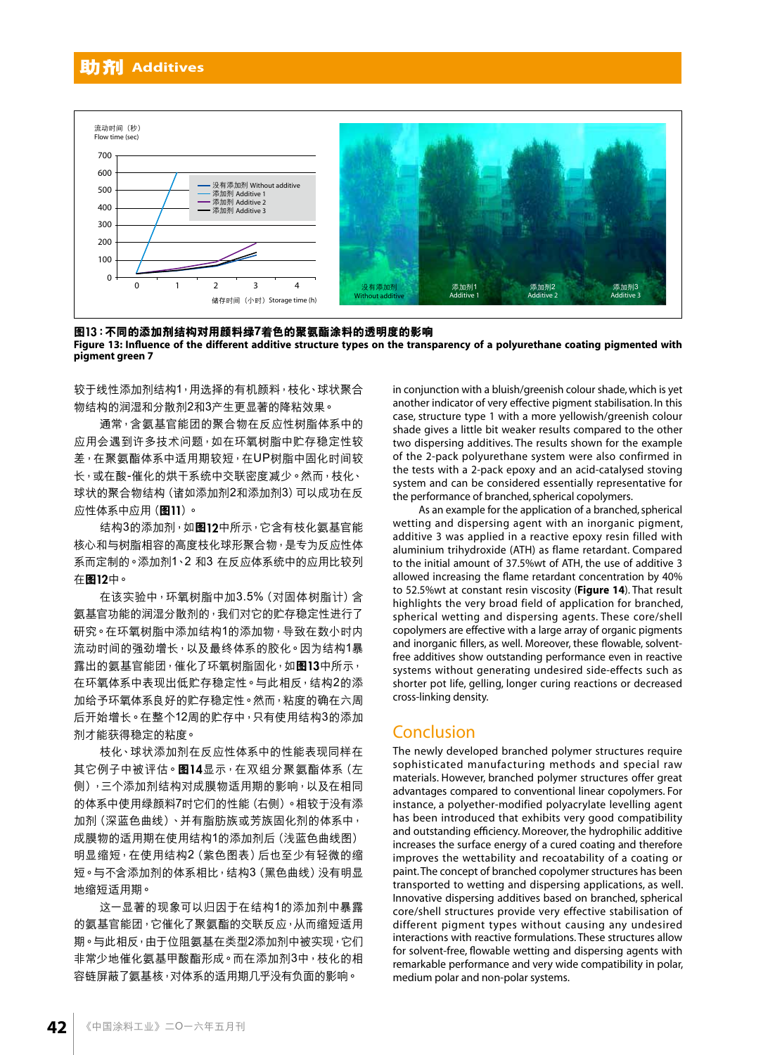图13：不同的添加剂结构对用颜料绿7着色的聚氨酯涂料的透明度的影响
**Figure 13: Influence of the different additive structure types on the transparency of a polyurethane coating pigmented with pigment green 7**

较于线性添加剂结构1，用选择的有机颜料，枝化、球状聚合物结构的润湿和分散剂2和3产生更显著的降粘效果。

通常，含氨基官能团的聚合物在反应性树脂体系中的应用会遇到许多技术问题，如在环氧树脂中贮存稳定性较差，在聚氨酯体系中适用期较短，在UP树脂中固化时间较长，或在酸-催化的烘干系统中交联密度减少。然而，枝化、球状的聚合物结构（诸如添加剂2和添加剂3）可以成功在反应性体系中应用（**图11**）。

结构3的添加剂，如**图12**中所示，它含有枝化氨基官能核心和与树脂相容的高度枝化球形聚合物，是专为反应性体系而定制的。添加剂1、2 和3 在反应体系中的应用比较列在**图12**中。

在该实验中，环氧树脂中加3.5%（对固体树脂计）含氨基官功能的润湿分散剂，我们对它的贮存稳定性进行了研究。在环氧树脂中添加结构1的添加物，导致在数小时内流动时间的强劲增长，以及最终体系的胶化。因为结构1暴露出的氨基官能团，催化了环氧树脂固化，如**图13**中所示，在环氧体系中表现出低贮存稳定性。与此相反，结构2的添加给予环氧体系良好的贮存稳定性。然而，粘度的确在六周后开始增长。在整个12周的贮存中，只有使用结构3的添加剂才能获得稳定的粘度。

枝化、球状添加剂在反应性体系中的性能表现同样在其它例子中被评估。**图14**显示，在双组分聚氨酯体系（左侧），三个添加剂结构对成膜物适用期的影响，以及在相同的体系中使用绿颜料7时它们的性能（右侧）。相较于没有添加剂（深蓝色曲线）、并有脂肪族或芳族固化剂的体系中，成膜物的适用期在使用结构1的添加剂后（浅蓝色曲线图）明显缩短，在使用结构2（紫色图表）后也至少有轻微的缩短。与不含添加剂的体系相比，结构3（黑色曲线）没有明显地缩短适用期。

这一显著的现象可以归因于在结构1的添加剂中暴露的氨基官能团，它催化了聚氨酯的交联反应，从而缩短适用期。与此相反，由于位阻氨基在类型2添加剂中被实现，它们非常少地催化氨基甲酸酯形成。而在添加剂3中，枝化的相容链屏蔽了氨基核，对体系的适用期几乎没有负面的影响。

in conjunction with a bluish/greenish colour shade, which is yet another indicator of very effective pigment stabilisation. In this case, structure type 1 with a more yellowish/greenish colour shade gives a little bit weaker results compared to the other two dispersing additives. The results shown for the example of the 2-pack polyurethane system were also confirmed in the tests with a 2-pack epoxy and an acid-catalysed stoving system and can be considered essentially representative for the performance of branched, spherical copolymers.

As an example for the application of a branched, spherical wetting and dispersing agent with an inorganic pigment, additive 3 was applied in a reactive epoxy resin filled with aluminium trihydroxide (ATH) as flame retardant. Compared to the initial amount of 37.5%wt of ATH, the use of additive 3 allowed increasing the flame retardant concentration by 40% to 52.5%wt at constant resin viscosity (**Figure 14**). That result highlights the very broad field of application for branched, spherical wetting and dispersing agents. These core/shell copolymers are effective with a large array of organic pigments and inorganic fillers, as well. Moreover, these flowable, solvent-free additives show outstanding performance even in reactive systems without generating undesired side-effects such as shorter pot life, gelling, longer curing reactions or decreased cross-linking density.

## Conclusion

The newly developed branched polymer structures require sophisticated manufacturing methods and special raw materials. However, branched polymer structures offer great advantages compared to conventional linear copolymers. For instance, a polyether-modified polyacrylate levelling agent has been introduced that exhibits very good compatibility and outstanding efficiency. Moreover, the hydrophilic additive increases the surface energy of a cured coating and therefore improves the wettability and recoatability of a coating or paint. The concept of branched copolymer structures has been transported to wetting and dispersing applications, as well. Innovative dispersing additives based on branched, spherical core/shell structures provide very effective stabilisation of different pigment types without causing any undesired interactions with reactive formulations. These structures allow for solvent-free, flowable wetting and dispersing agents with remarkable performance and very wide compatibility in polar, medium polar and non-polar systems.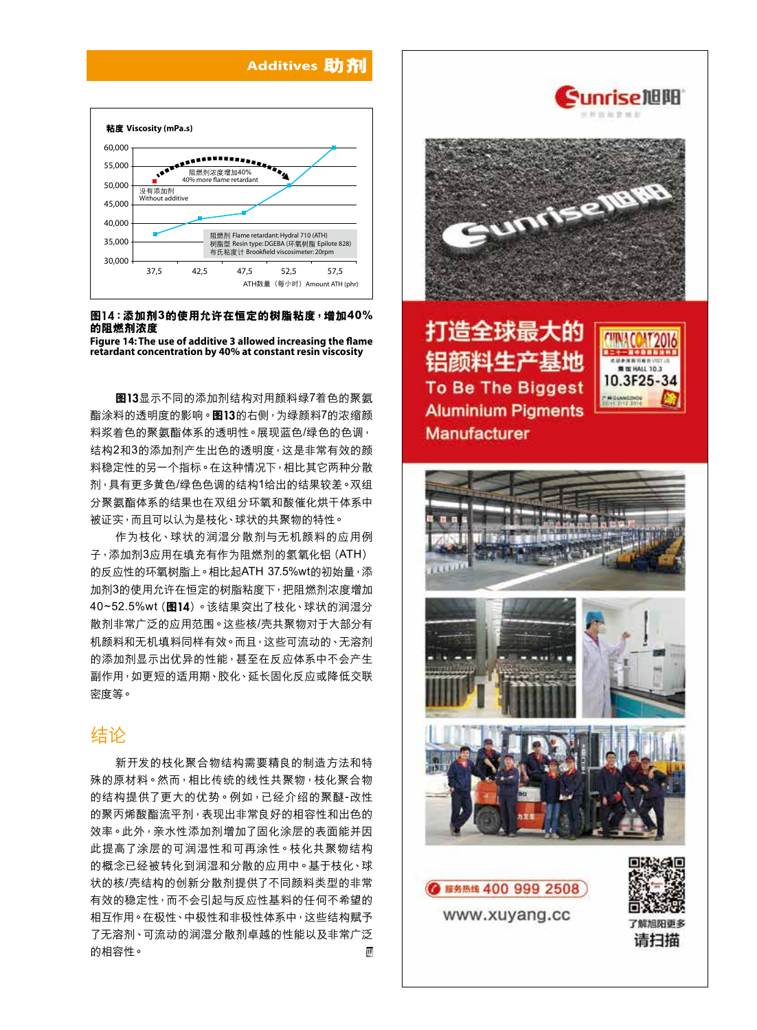粘度 Viscosity (mPa.s)

60,000
55,000
50,000
45,000
40,000
35,000
30,000

阻燃剂浓度增加40%
40% more flame retardant

没有添加剂
Without additive

阻燃剂 Flame retardant: Hydral 710 (ATH)
树脂型 Resin type: DGEBA (环氧树脂 Epilote 828)
布氏粘度计 Brookfield viscosimeter: 20rpm

37,5 42,5 47,5 52,5 57,5

ATH数量（每小时）Amount ATH (phr)

**图14：添加剂3的使用允许在恒定的树脂粘度，增加40%的阻燃剂浓度**

**Figure 14: The use of additive 3 allowed increasing the flame retardant concentration by 40% at constant resin viscosity**

**图13**显示不同的添加剂结构对用颜料绿7着色的聚氨酯涂料的透明度的影响。**图13**的右侧，为绿颜料7的浓缩颜料浆着色的聚氨酯体系的透明性。展现蓝色/绿色的色调，结构2和3的添加剂产生出色的透明度，这是非常有效的颜料稳定性的另一个指标。在这种情况下，相比其它两种分散剂，具有更多黄色/绿色色调的结构1给出的结果较差。双组分聚氨酯体系的结果也在双组分环氧和酸催化烘干体系中被证实，而且可以认为是枝化、球状的共聚物的特性。

作为枝化、球状的润湿分散剂与无机颜料的应用例子，添加剂3应用在填充有作为阻燃剂的氢氧化铝（ATH）的反应性的环氧树脂上。相比起ATH 37.5%wt的初始量，添加剂3的使用允许在恒定的树脂粘度下，把阻燃剂浓度增加40~52.5%wt（**图14**）。该结果突出了枝化、球状的润湿分散剂非常广泛的应用范围。这些核/壳共聚物对于大部分有机颜料和无机填料同样有效。而且，这些可流动的、无溶剂的添加剂显示出优异的性能，甚至在反应体系中不会产生副作用，如更短的适用期、胶化、延长固化反应或降低交联密度等。

## 结论

新开发的枝化聚合物结构需要精良的制造方法和特殊的原材料。然而，相比传统的线性共聚物，枝化聚合物的结构提供了更大的优势。例如，已经介绍的聚醚-改性的聚丙烯酸酯流平剂，表现出非常良好的相容性和出色的效率。此外，亲水性添加剂增加了固化涂层的表面能并因此提高了涂层的可润湿性和可再涂性。枝化共聚物结构的概念已经被转化到润湿和分散的应用中。基于枝化、球状的核/壳结构的创新分散剂提供了不同颜料类型的非常有效的稳定性，而不会引起与反应性基料的任何不希望的相互作用。在极性、中极性和非极性体系中，这些结构赋予了无溶剂、可流动的润湿分散剂卓越的性能以及非常广泛的相容性。